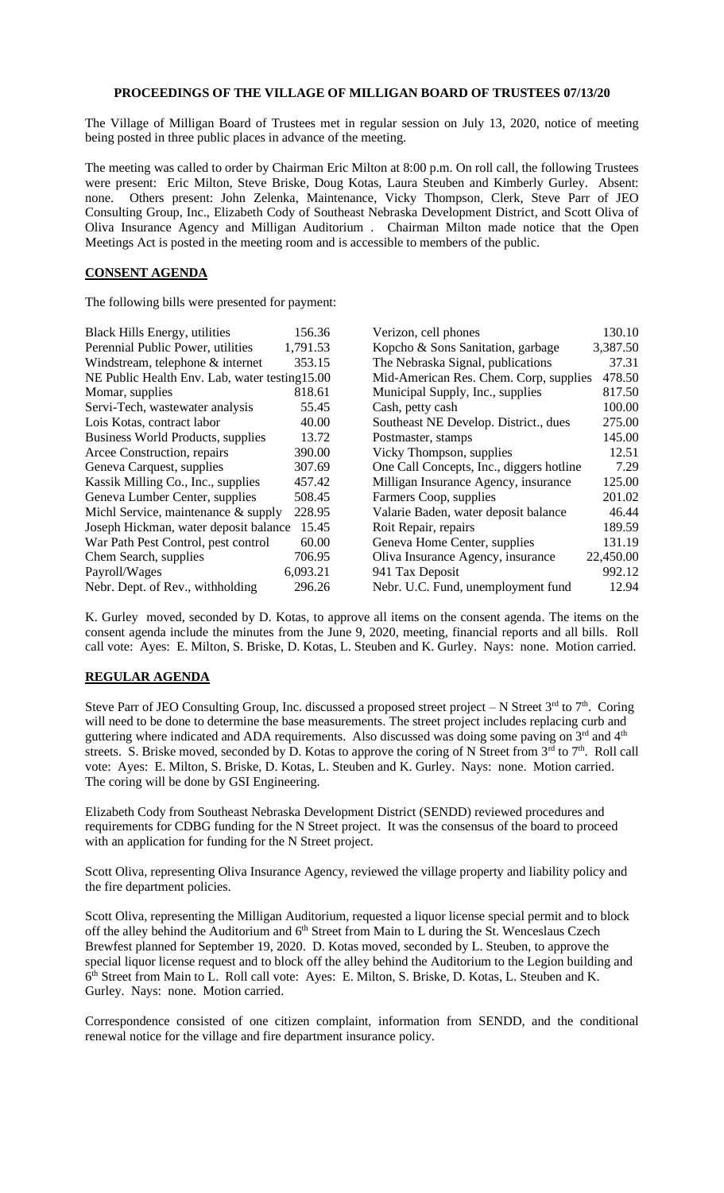**PROCEEDINGS OF THE VILLAGE OF MILLIGAN BOARD OF TRUSTEES 07/13/20**

The Village of Milligan Board of Trustees met in regular session on July 13, 2020, notice of meeting being posted in three public places in advance of the meeting.

The meeting was called to order by Chairman Eric Milton at 8:00 p.m. On roll call, the following Trustees were present: Eric Milton, Steve Briske, Doug Kotas, Laura Steuben and Kimberly Gurley. Absent: none. Others present: John Zelenka, Maintenance, Vicky Thompson, Clerk, Steve Parr of JEO Consulting Group, Inc., Elizabeth Cody of Southeast Nebraska Development District, and Scott Oliva of Oliva Insurance Agency and Milligan Auditorium . Chairman Milton made notice that the Open Meetings Act is posted in the meeting room and is accessible to members of the public.

## CONSENT AGENDA

The following bills were presented for payment:

| | | | |
|---|---|---|---|
| Black Hills Energy, utilities | 156.36 | Verizon, cell phones | 130.10 |
| Perennial Public Power, utilities | 1,791.53 | Kopcho & Sons Sanitation, garbage | 3,387.50 |
| Windstream, telephone & internet | 353.15 | The Nebraska Signal, publications | 37.31 |
| NE Public Health Env. Lab, water testing | 15.00 | Mid-American Res. Chem. Corp, supplies | 478.50 |
| Momar, supplies | 818.61 | Municipal Supply, Inc., supplies | 817.50 |
| Servi-Tech, wastewater analysis | 55.45 | Cash, petty cash | 100.00 |
| Lois Kotas, contract labor | 40.00 | Southeast NE Develop. District., dues | 275.00 |
| Business World Products, supplies | 13.72 | Postmaster, stamps | 145.00 |
| Arcee Construction, repairs | 390.00 | Vicky Thompson, supplies | 12.51 |
| Geneva Carquest, supplies | 307.69 | One Call Concepts, Inc., diggers hotline | 7.29 |
| Kassik Milling Co., Inc., supplies | 457.42 | Milligan Insurance Agency, insurance | 125.00 |
| Geneva Lumber Center, supplies | 508.45 | Farmers Coop, supplies | 201.02 |
| Michl Service, maintenance & supply | 228.95 | Valarie Baden, water deposit balance | 46.44 |
| Joseph Hickman, water deposit balance | 15.45 | Roit Repair, repairs | 189.59 |
| War Path Pest Control, pest control | 60.00 | Geneva Home Center, supplies | 131.19 |
| Chem Search, supplies | 706.95 | Oliva Insurance Agency, insurance | 22,450.00 |
| Payroll/Wages | 6,093.21 | 941 Tax Deposit | 992.12 |
| Nebr. Dept. of Rev., withholding | 296.26 | Nebr. U.C. Fund, unemployment fund | 12.94 |

K. Gurley moved, seconded by D. Kotas, to approve all items on the consent agenda. The items on the consent agenda include the minutes from the June 9, 2020, meeting, financial reports and all bills. Roll call vote: Ayes: E. Milton, S. Briske, D. Kotas, L. Steuben and K. Gurley. Nays: none. Motion carried.

## REGULAR AGENDA

Steve Parr of JEO Consulting Group, Inc. discussed a proposed street project – N Street 3rd to 7th. Coring will need to be done to determine the base measurements. The street project includes replacing curb and guttering where indicated and ADA requirements. Also discussed was doing some paving on 3rd and 4th streets. S. Briske moved, seconded by D. Kotas to approve the coring of N Street from 3rd to 7th. Roll call vote: Ayes: E. Milton, S. Briske, D. Kotas, L. Steuben and K. Gurley. Nays: none. Motion carried. The coring will be done by GSI Engineering.

Elizabeth Cody from Southeast Nebraska Development District (SENDD) reviewed procedures and requirements for CDBG funding for the N Street project. It was the consensus of the board to proceed with an application for funding for the N Street project.

Scott Oliva, representing Oliva Insurance Agency, reviewed the village property and liability policy and the fire department policies.

Scott Oliva, representing the Milligan Auditorium, requested a liquor license special permit and to block off the alley behind the Auditorium and 6th Street from Main to L during the St. Wenceslaus Czech Brewfest planned for September 19, 2020. D. Kotas moved, seconded by L. Steuben, to approve the special liquor license request and to block off the alley behind the Auditorium to the Legion building and 6th Street from Main to L. Roll call vote: Ayes: E. Milton, S. Briske, D. Kotas, L. Steuben and K. Gurley. Nays: none. Motion carried.

Correspondence consisted of one citizen complaint, information from SENDD, and the conditional renewal notice for the village and fire department insurance policy.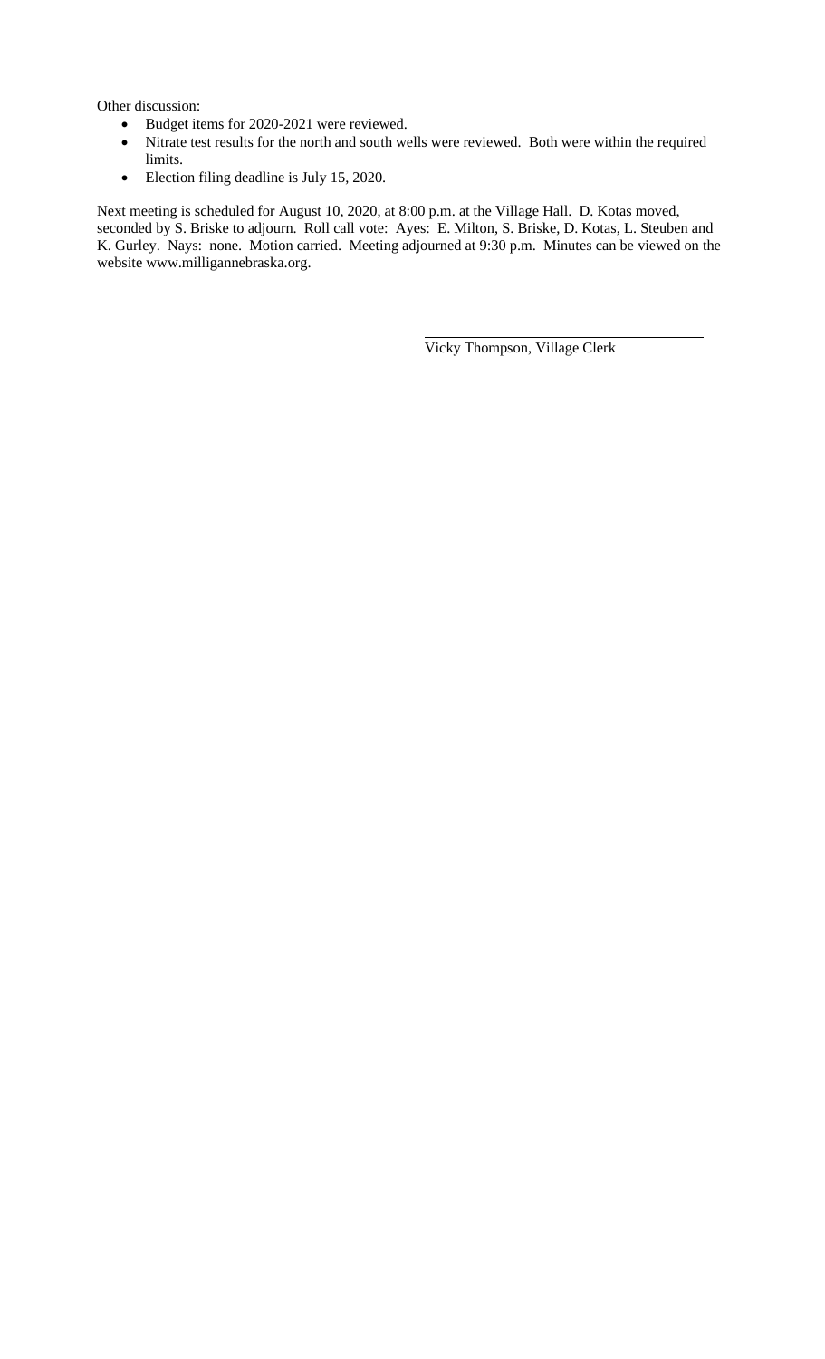Other discussion:

- Budget items for 2020-2021 were reviewed.
- Nitrate test results for the north and south wells were reviewed. Both were within the required limits.
- Election filing deadline is July 15, 2020.

Next meeting is scheduled for August 10, 2020, at 8:00 p.m. at the Village Hall. D. Kotas moved, seconded by S. Briske to adjourn. Roll call vote: Ayes: E. Milton, S. Briske, D. Kotas, L. Steuben and K. Gurley. Nays: none. Motion carried. Meeting adjourned at 9:30 p.m. Minutes can be viewed on the website www.millignnebraska.org.

\_\_\_\_\_\_\_\_\_\_\_\_\_\_\_\_\_\_\_\_\_\_\_\_\_\_\_\_\_\_\_\_

Vicky Thompson, Village Clerk